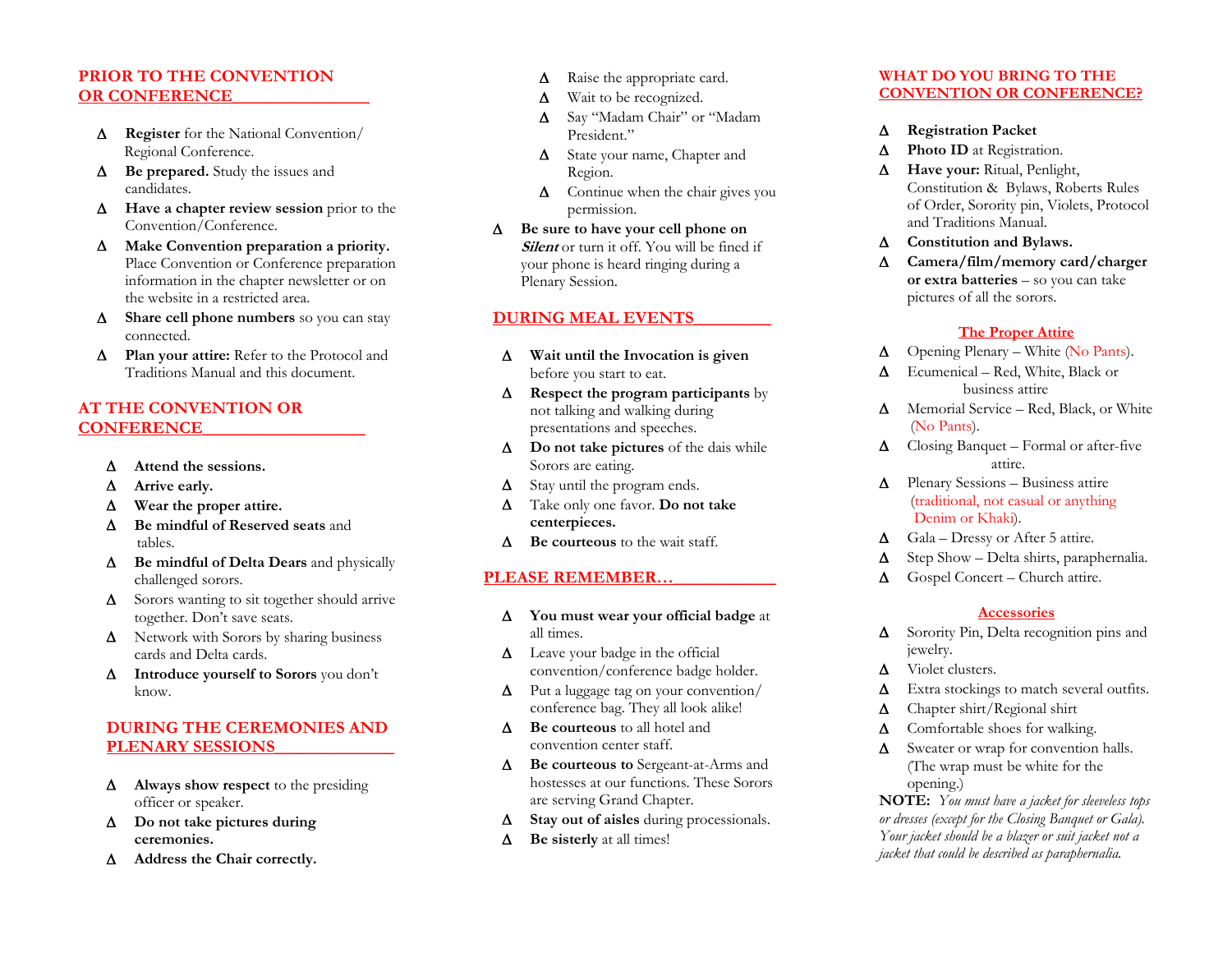## PRIOR TO THE CONVENTION OR CONFERENCE

- Δ **Register** for the National Convention/ Regional Conference.
- Δ **Be prepared.** Study the issues and candidates.
- Δ **Have a chapter review session** prior to the Convention/Conference.
- Δ **Make Convention preparation a priority.** Place Convention or Conference preparation information in the chapter newsletter or on the website in a restricted area.
- Δ **Share cell phone numbers** so you can stay connected.
- Δ **Plan your attire:** Refer to the Protocol and Traditions Manual and this document.

## AT THE CONVENTION OR CONFERENCE

- Δ **Attend the sessions.**
- Δ **Arrive early.**
- Δ **Wear the proper attire.**
- Δ **Be mindful of Reserved seats** and tables.
- Δ **Be mindful of Delta Dears** and physically challenged sorors.
- Δ Sorors wanting to sit together should arrive together. Don't save seats.
- Δ Network with Sorors by sharing business cards and Delta cards.
- Δ **Introduce yourself to Sorors** you don't know.

## DURING THE CEREMONIES AND PLENARY SESSIONS

- Δ **Always show respect** to the presiding officer or speaker.
- Δ **Do not take pictures during ceremonies.**
- Δ **Address the Chair correctly.**
  - Δ Raise the appropriate card.
  - Δ Wait to be recognized.
  - Δ Say "Madam Chair" or "Madam President."
  - Δ State your name, Chapter and Region.
  - Δ Continue when the chair gives you permission.
- Δ **Be sure to have your cell phone on *Silent*** or turn it off. You will be fined if your phone is heard ringing during a Plenary Session.

## DURING MEAL EVENTS

- Δ **Wait until the Invocation is given** before you start to eat.
- Δ **Respect the program participants** by not talking and walking during presentations and speeches.
- Δ **Do not take pictures** of the dais while Sorors are eating.
- Δ Stay until the program ends.
- Δ Take only one favor. **Do not take centerpieces.**
- Δ **Be courteous** to the wait staff.

## PLEASE REMEMBER…

- Δ **You must wear your official badge** at all times.
- Δ Leave your badge in the official convention/conference badge holder.
- Δ Put a luggage tag on your convention/ conference bag. They all look alike!
- Δ **Be courteous** to all hotel and convention center staff.
- Δ **Be courteous to** Sergeant-at-Arms and hostesses at our functions. These Sorors are serving Grand Chapter.
- Δ **Stay out of aisles** during processionals.
- Δ **Be sisterly** at all times!

## WHAT DO YOU BRING TO THE CONVENTION OR CONFERENCE?

- Δ **Registration Packet**
- Δ **Photo ID** at Registration.
- Δ **Have your:** Ritual, Penlight, Constitution & Bylaws, Roberts Rules of Order, Sorority pin, Violets, Protocol and Traditions Manual.
- Δ **Constitution and Bylaws.**
- Δ **Camera/film/memory card/charger or extra batteries** – so you can take pictures of all the sorors.

### The Proper Attire

- Δ Opening Plenary – White (No Pants).
- Δ Ecumenical – Red, White, Black or business attire
- Δ Memorial Service – Red, Black, or White (No Pants).
- Δ Closing Banquet – Formal or after-five attire.
- Δ Plenary Sessions – Business attire (traditional, not casual or anything Denim or Khaki).
- Δ Gala – Dressy or After 5 attire.
- Δ Step Show – Delta shirts, paraphernalia.
- Δ Gospel Concert – Church attire.

### Accessories

- Δ Sorority Pin, Delta recognition pins and jewelry.
- Δ Violet clusters.
- Δ Extra stockings to match several outfits.
- Δ Chapter shirt/Regional shirt
- Δ Comfortable shoes for walking.
- Δ Sweater or wrap for convention halls. (The wrap must be white for the opening.)

**NOTE:** *You must have a jacket for sleeveless tops or dresses (except for the Closing Banquet or Gala). Your jacket should be a blazer or suit jacket not a jacket that could be described as paraphernalia.*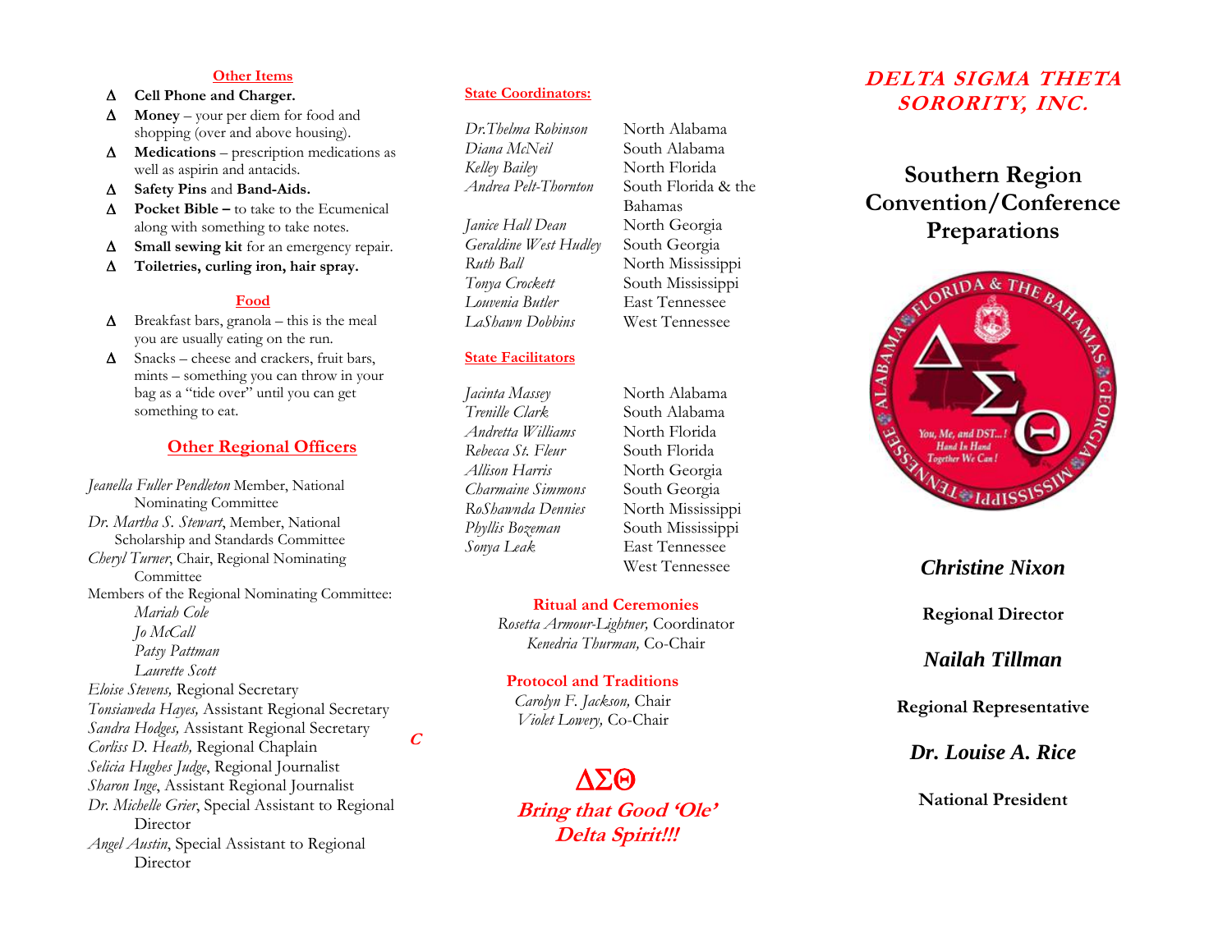## Other Items

- **Cell Phone and Charger.**
- **Money** – your per diem for food and shopping (over and above housing).
- **Medications** – prescription medications as well as aspirin and antacids.
- **Safety Pins** and **Band-Aids.**
- **Pocket Bible –** to take to the Ecumenical along with something to take notes.
- **Small sewing kit** for an emergency repair.
- **Toiletries, curling iron, hair spray.**

## Food

- Breakfast bars, granola – this is the meal you are usually eating on the run.
- Snacks – cheese and crackers, fruit bars, mints – something you can throw in your bag as a "tide over" until you can get something to eat.

## Other Regional Officers

*Jeanella Fuller Pendleton* Member, National Nominating Committee
*Dr. Martha S. Stewart*, Member, National Scholarship and Standards Committee
*Cheryl Turner*, Chair, Regional Nominating Committee
Members of the Regional Nominating Committee:
*Mariah Cole*
*Jo McCall*
*Patsy Pattman*
*Laurette Scott*
*Eloise Stevens,* Regional Secretary
*Tonsiaweda Hayes,* Assistant Regional Secretary
*Sandra Hodges,* Assistant Regional Secretary
*Corliss D. Heath,* Regional Chaplain
*Selicia Hughes Judge*, Regional Journalist
*Sharon Inge*, Assistant Regional Journalist
*Dr. Michelle Grier*, Special Assistant to Regional Director
*Angel Austin*, Special Assistant to Regional Director

*C*

## State Coordinators:

| | |
|---|---|
| *Dr.Thelma Robinson* | North Alabama |
| *Diana McNeil* | South Alabama |
| *Kelley Bailey* | North Florida |
| *Andrea Pelt-Thornton* | South Florida & the Bahamas |
| *Janice Hall Dean* | North Georgia |
| *Geraldine West Hudley* | South Georgia |
| *Ruth Ball* | North Mississippi |
| *Tonya Crockett* | South Mississippi |
| *Louvenia Butler* | East Tennessee |
| *LaShawn Dobbins* | West Tennessee |

## State Facilitators

| | |
|---|---|
| *Jacinta Massey* | North Alabama |
| *Trenille Clark* | South Alabama |
| *Andretta Williams* | North Florida |
| *Rebecca St. Fleur* | South Florida |
| *Allison Harris* | North Georgia |
| *Charmaine Simmons* | South Georgia |
| *RoShawnda Dennies* | North Mississippi |
| *Phyllis Bozeman* | South Mississippi |
| *Sonya Leak* | East Tennessee |
| | West Tennessee |

### Ritual and Ceremonies

*Rosetta Armour-Lightner,* Coordinator
*Kenedria Thurman,* Co-Chair

### Protocol and Traditions

*Carolyn F. Jackson,* Chair
*Violet Lowery,* Co-Chair

**ΔΣΘ**

***Bring that Good 'Ole' Delta Spirit!!!***

# *DELTA SIGMA THETA SORORITY, INC.*

## Southern Region Convention/Conference Preparations

***Christine Nixon***

**Regional Director**

***Nailah Tillman***

**Regional Representative**

***Dr. Louise A. Rice***

**National President**